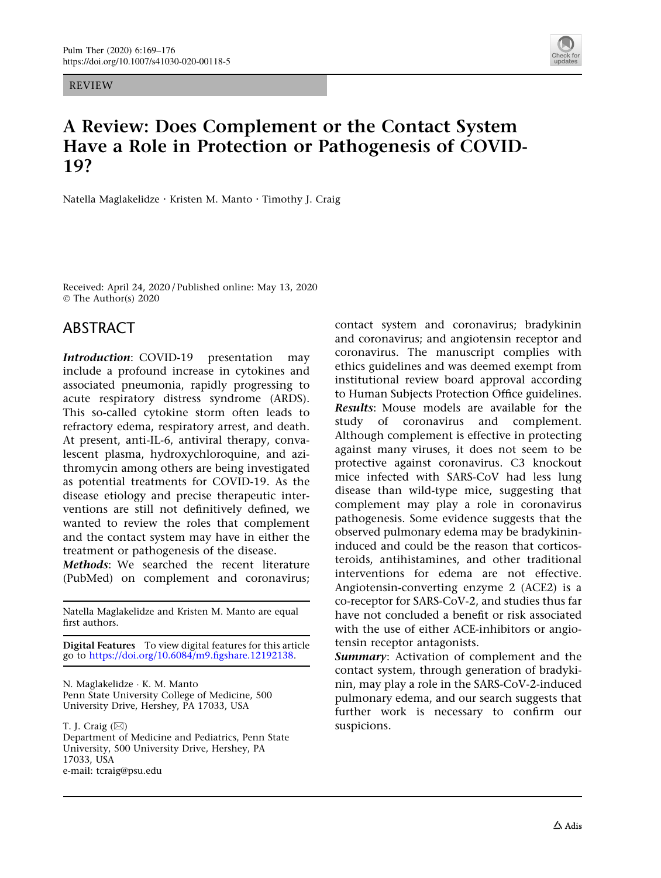REVIEW

# A Review: Does Complement or the Contact System Have a Role in Protection or Pathogenesis of COVID-19?

Natella Maglakelidze · Kristen M. Manto · Timothy J. Craig

Received: April 24, 2020 / Published online: May 13, 2020
© The Author(s) 2020

## ABSTRACT

***Introduction***: COVID-19 presentation may include a profound increase in cytokines and associated pneumonia, rapidly progressing to acute respiratory distress syndrome (ARDS). This so-called cytokine storm often leads to refractory edema, respiratory arrest, and death. At present, anti-IL-6, antiviral therapy, convalescent plasma, hydroxychloroquine, and azithromycin among others are being investigated as potential treatments for COVID-19. As the disease etiology and precise therapeutic interventions are still not definitively defined, we wanted to review the roles that complement and the contact system may have in either the treatment or pathogenesis of the disease.

***Methods***: We searched the recent literature (PubMed) on complement and coronavirus; contact system and coronavirus; bradykinin and coronavirus; and angiotensin receptor and coronavirus. The manuscript complies with ethics guidelines and was deemed exempt from institutional review board approval according to Human Subjects Protection Office guidelines.

***Results***: Mouse models are available for the study of coronavirus and complement. Although complement is effective in protecting against many viruses, it does not seem to be protective against coronavirus. C3 knockout mice infected with SARS-CoV had less lung disease than wild-type mice, suggesting that complement may play a role in coronavirus pathogenesis. Some evidence suggests that the observed pulmonary edema may be bradykinin-induced and could be the reason that corticosteroids, antihistamines, and other traditional interventions for edema are not effective. Angiotensin-converting enzyme 2 (ACE2) is a co-receptor for SARS-CoV-2, and studies thus far have not concluded a benefit or risk associated with the use of either ACE-inhibitors or angiotensin receptor antagonists.

***Summary***: Activation of complement and the contact system, through generation of bradykinin, may play a role in the SARS-CoV-2-induced pulmonary edema, and our search suggests that further work is necessary to confirm our suspicions.

---

Natella Maglakelidze and Kristen M. Manto are equal first authors.

**Digital Features** To view digital features for this article go to https://doi.org/10.6084/m9.figshare.12192138.

N. Maglakelidze · K. M. Manto
Penn State University College of Medicine, 500 University Drive, Hershey, PA 17033, USA

T. J. Craig (✉)
Department of Medicine and Pediatrics, Penn State University, 500 University Drive, Hershey, PA 17033, USA
e-mail: tcraig@psu.edu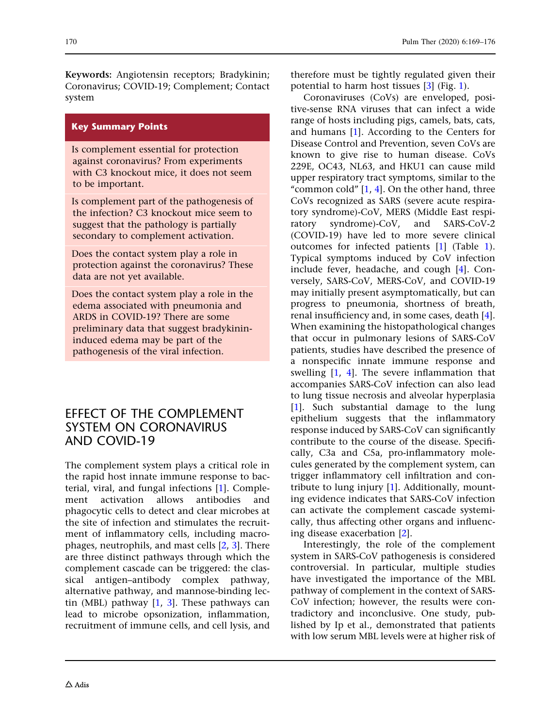**Keywords:** Angiotensin receptors; Bradykinin; Coronavirus; COVID-19; Complement; Contact system

> **Key Summary Points**
>
> Is complement essential for protection against coronavirus? From experiments with C3 knockout mice, it does not seem to be important.
>
> Is complement part of the pathogenesis of the infection? C3 knockout mice seem to suggest that the pathology is partially secondary to complement activation.
>
> Does the contact system play a role in protection against the coronavirus? These data are not yet available.
>
> Does the contact system play a role in the edema associated with pneumonia and ARDS in COVID-19? There are some preliminary data that suggest bradykinin-induced edema may be part of the pathogenesis of the viral infection.

## EFFECT OF THE COMPLEMENT SYSTEM ON CORONAVIRUS AND COVID-19

The complement system plays a critical role in the rapid host innate immune response to bacterial, viral, and fungal infections [1]. Complement activation allows antibodies and phagocytic cells to detect and clear microbes at the site of infection and stimulates the recruitment of inflammatory cells, including macrophages, neutrophils, and mast cells [2, 3]. There are three distinct pathways through which the complement cascade can be triggered: the classical antigen–antibody complex pathway, alternative pathway, and mannose-binding lectin (MBL) pathway [1, 3]. These pathways can lead to microbe opsonization, inflammation, recruitment of immune cells, and cell lysis, and therefore must be tightly regulated given their potential to harm host tissues [3] (Fig. 1).

Coronaviruses (CoVs) are enveloped, positive-sense RNA viruses that can infect a wide range of hosts including pigs, camels, bats, cats, and humans [1]. According to the Centers for Disease Control and Prevention, seven CoVs are known to give rise to human disease. CoVs 229E, OC43, NL63, and HKU1 can cause mild upper respiratory tract symptoms, similar to the "common cold" [1, 4]. On the other hand, three CoVs recognized as SARS (severe acute respiratory syndrome)-CoV, MERS (Middle East respiratory syndrome)-CoV, and SARS-CoV-2 (COVID-19) have led to more severe clinical outcomes for infected patients [1] (Table 1). Typical symptoms induced by CoV infection include fever, headache, and cough [4]. Conversely, SARS-CoV, MERS-CoV, and COVID-19 may initially present asymptomatically, but can progress to pneumonia, shortness of breath, renal insufficiency and, in some cases, death [4]. When examining the histopathological changes that occur in pulmonary lesions of SARS-CoV patients, studies have described the presence of a nonspecific innate immune response and swelling [1, 4]. The severe inflammation that accompanies SARS-CoV infection can also lead to lung tissue necrosis and alveolar hyperplasia [1]. Such substantial damage to the lung epithelium suggests that the inflammatory response induced by SARS-CoV can significantly contribute to the course of the disease. Specifically, C3a and C5a, pro-inflammatory molecules generated by the complement system, can trigger inflammatory cell infiltration and contribute to lung injury [1]. Additionally, mounting evidence indicates that SARS-CoV infection can activate the complement cascade systemically, thus affecting other organs and influencing disease exacerbation [2].

Interestingly, the role of the complement system in SARS-CoV pathogenesis is considered controversial. In particular, multiple studies have investigated the importance of the MBL pathway of complement in the context of SARS-CoV infection; however, the results were contradictory and inconclusive. One study, published by Ip et al., demonstrated that patients with low serum MBL levels were at higher risk of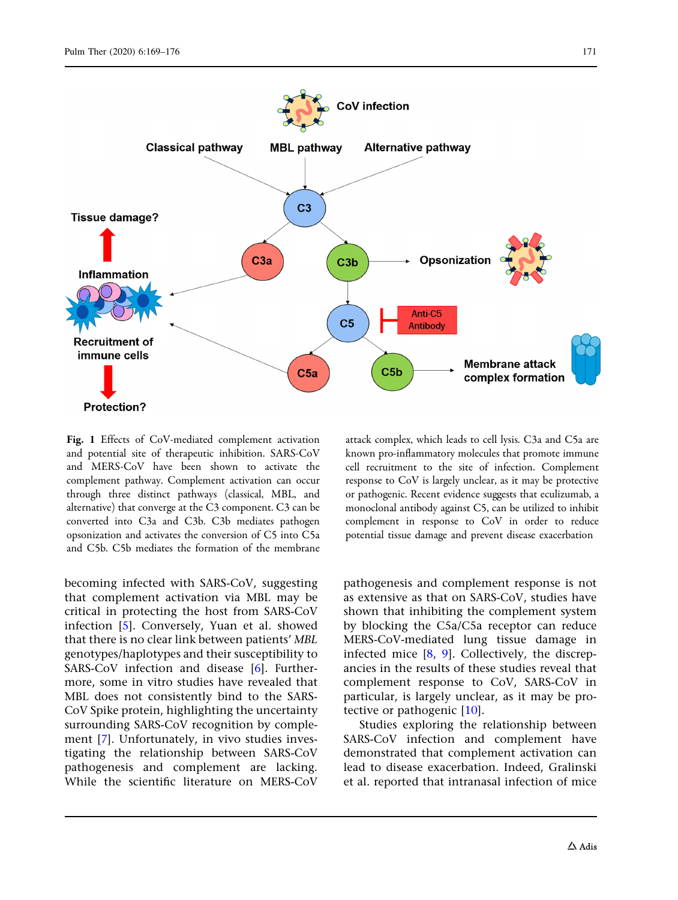Fig. 1 Effects of CoV-mediated complement activation and potential site of therapeutic inhibition. SARS-CoV and MERS-CoV have been shown to activate the complement pathway. Complement activation can occur through three distinct pathways (classical, MBL, and alternative) that converge at the C3 component. C3 can be converted into C3a and C3b. C3b mediates pathogen opsonization and activates the conversion of C5 into C5a and C5b. C5b mediates the formation of the membrane attack complex, which leads to cell lysis. C3a and C5a are known pro-inflammatory molecules that promote immune cell recruitment to the site of infection. Complement response to CoV is largely unclear, as it may be protective or pathogenic. Recent evidence suggests that eculizumab, a monoclonal antibody against C5, can be utilized to inhibit complement in response to CoV in order to reduce potential tissue damage and prevent disease exacerbation

becoming infected with SARS-CoV, suggesting that complement activation via MBL may be critical in protecting the host from SARS-CoV infection [5]. Conversely, Yuan et al. showed that there is no clear link between patients' *MBL* genotypes/haplotypes and their susceptibility to SARS-CoV infection and disease [6]. Furthermore, some in vitro studies have revealed that MBL does not consistently bind to the SARS-CoV Spike protein, highlighting the uncertainty surrounding SARS-CoV recognition by complement [7]. Unfortunately, in vivo studies investigating the relationship between SARS-CoV pathogenesis and complement are lacking. While the scientific literature on MERS-CoV pathogenesis and complement response is not as extensive as that on SARS-CoV, studies have shown that inhibiting the complement system by blocking the C5a/C5a receptor can reduce MERS-CoV-mediated lung tissue damage in infected mice [8, 9]. Collectively, the discrepancies in the results of these studies reveal that complement response to CoV, SARS-CoV in particular, is largely unclear, as it may be protective or pathogenic [10].

Studies exploring the relationship between SARS-CoV infection and complement have demonstrated that complement activation can lead to disease exacerbation. Indeed, Gralinski et al. reported that intranasal infection of mice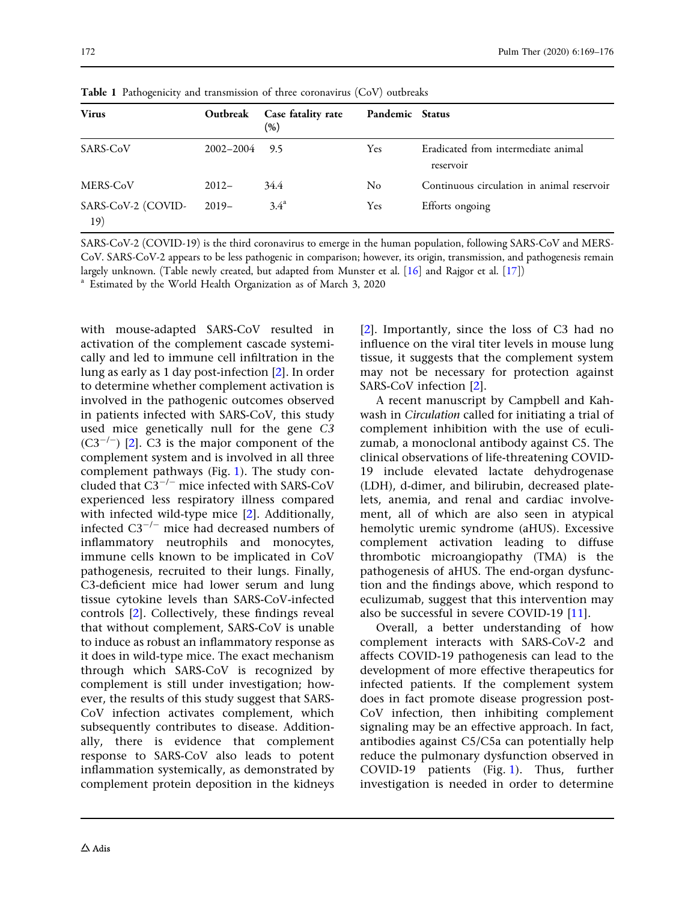**Table 1** Pathogenicity and transmission of three coronavirus (CoV) outbreaks

| Virus | Outbreak | Case fatality rate (%) | Pandemic | Status |
|---|---|---|---|---|
| SARS-CoV | 2002–2004 | 9.5 | Yes | Eradicated from intermediate animal reservoir |
| MERS-CoV | 2012– | 34.4 | No | Continuous circulation in animal reservoir |
| SARS-CoV-2 (COVID-19) | 2019– | 3.4[a] | Yes | Efforts ongoing |

SARS-CoV-2 (COVID-19) is the third coronavirus to emerge in the human population, following SARS-CoV and MERS-CoV. SARS-CoV-2 appears to be less pathogenic in comparison; however, its origin, transmission, and pathogenesis remain largely unknown. (Table newly created, but adapted from Munster et al. [16] and Rajgor et al. [17])

[a] Estimated by the World Health Organization as of March 3, 2020

with mouse-adapted SARS-CoV resulted in activation of the complement cascade systemically and led to immune cell infiltration in the lung as early as 1 day post-infection [2]. In order to determine whether complement activation is involved in the pathogenic outcomes observed in patients infected with SARS-CoV, this study used mice genetically null for the gene *C3* ($C3^{-/-}$) [2]. C3 is the major component of the complement system and is involved in all three complement pathways (Fig. 1). The study concluded that $C3^{-/-}$ mice infected with SARS-CoV experienced less respiratory illness compared with infected wild-type mice [2]. Additionally, infected $C3^{-/-}$ mice had decreased numbers of inflammatory neutrophils and monocytes, immune cells known to be implicated in CoV pathogenesis, recruited to their lungs. Finally, C3-deficient mice had lower serum and lung tissue cytokine levels than SARS-CoV-infected controls [2]. Collectively, these findings reveal that without complement, SARS-CoV is unable to induce as robust an inflammatory response as it does in wild-type mice. The exact mechanism through which SARS-CoV is recognized by complement is still under investigation; however, the results of this study suggest that SARS-CoV infection activates complement, which subsequently contributes to disease. Additionally, there is evidence that complement response to SARS-CoV also leads to potent inflammation systemically, as demonstrated by complement protein deposition in the kidneys [2]. Importantly, since the loss of C3 had no influence on the viral titer levels in mouse lung tissue, it suggests that the complement system may not be necessary for protection against SARS-CoV infection [2].

A recent manuscript by Campbell and Kahwash in *Circulation* called for initiating a trial of complement inhibition with the use of eculizumab, a monoclonal antibody against C5. The clinical observations of life-threatening COVID-19 include elevated lactate dehydrogenase (LDH), d-dimer, and bilirubin, decreased platelets, anemia, and renal and cardiac involvement, all of which are also seen in atypical hemolytic uremic syndrome (aHUS). Excessive complement activation leading to diffuse thrombotic microangiopathy (TMA) is the pathogenesis of aHUS. The end-organ dysfunction and the findings above, which respond to eculizumab, suggest that this intervention may also be successful in severe COVID-19 [11].

Overall, a better understanding of how complement interacts with SARS-CoV-2 and affects COVID-19 pathogenesis can lead to the development of more effective therapeutics for infected patients. If the complement system does in fact promote disease progression post-CoV infection, then inhibiting complement signaling may be an effective approach. In fact, antibodies against C5/C5a can potentially help reduce the pulmonary dysfunction observed in COVID-19 patients (Fig. 1). Thus, further investigation is needed in order to determine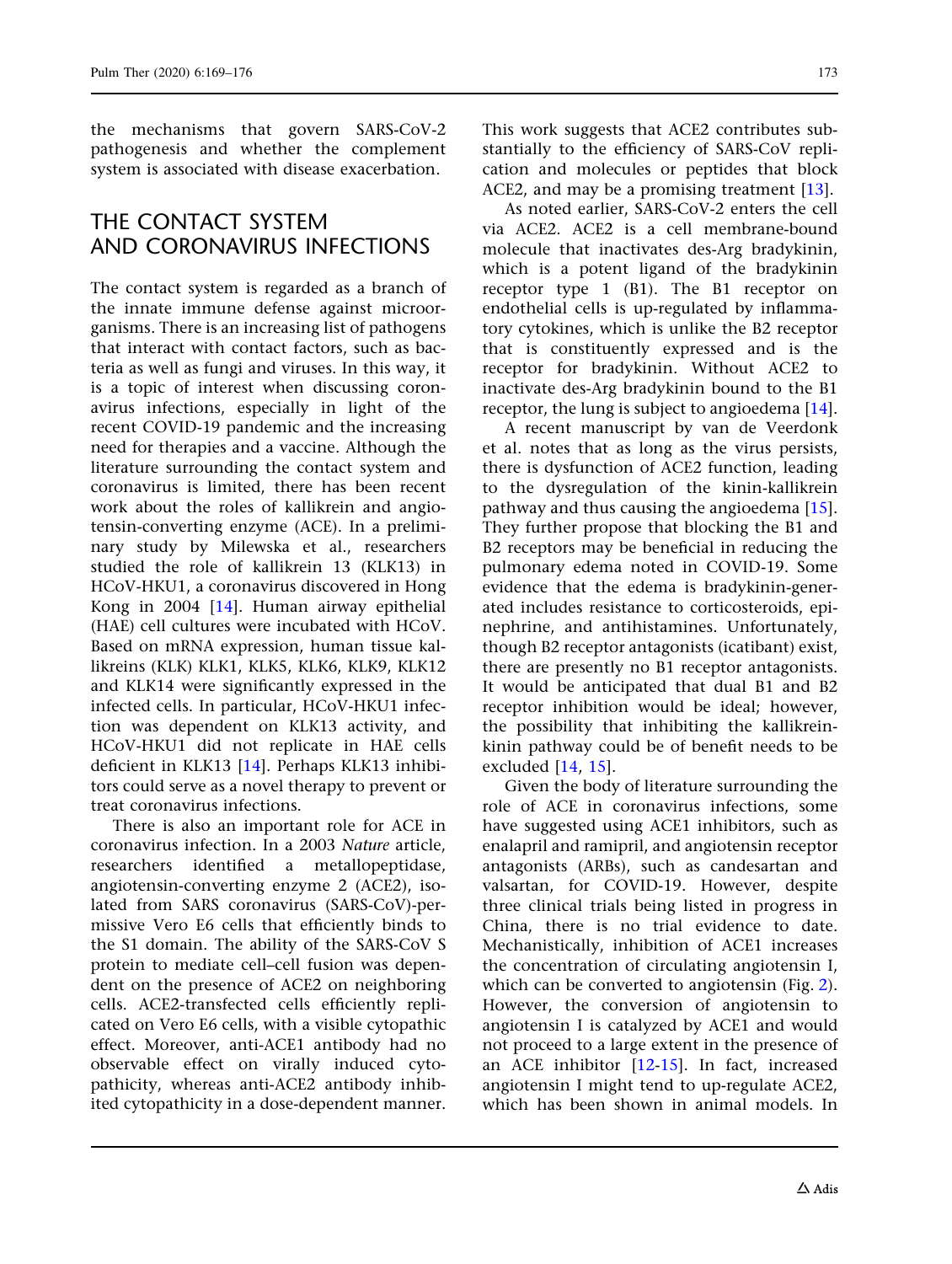the mechanisms that govern SARS-CoV-2 pathogenesis and whether the complement system is associated with disease exacerbation.

## THE CONTACT SYSTEM AND CORONAVIRUS INFECTIONS

The contact system is regarded as a branch of the innate immune defense against microorganisms. There is an increasing list of pathogens that interact with contact factors, such as bacteria as well as fungi and viruses. In this way, it is a topic of interest when discussing coronavirus infections, especially in light of the recent COVID-19 pandemic and the increasing need for therapies and a vaccine. Although the literature surrounding the contact system and coronavirus is limited, there has been recent work about the roles of kallikrein and angiotensin-converting enzyme (ACE). In a preliminary study by Milewska et al., researchers studied the role of kallikrein 13 (KLK13) in HCoV-HKU1, a coronavirus discovered in Hong Kong in 2004 [14]. Human airway epithelial (HAE) cell cultures were incubated with HCoV. Based on mRNA expression, human tissue kallikreins (KLK) KLK1, KLK5, KLK6, KLK9, KLK12 and KLK14 were significantly expressed in the infected cells. In particular, HCoV-HKU1 infection was dependent on KLK13 activity, and HCoV-HKU1 did not replicate in HAE cells deficient in KLK13 [14]. Perhaps KLK13 inhibitors could serve as a novel therapy to prevent or treat coronavirus infections.

There is also an important role for ACE in coronavirus infection. In a 2003 *Nature* article, researchers identified a metallopeptidase, angiotensin-converting enzyme 2 (ACE2), isolated from SARS coronavirus (SARS-CoV)-permissive Vero E6 cells that efficiently binds to the S1 domain. The ability of the SARS-CoV S protein to mediate cell–cell fusion was dependent on the presence of ACE2 on neighboring cells. ACE2-transfected cells efficiently replicated on Vero E6 cells, with a visible cytopathic effect. Moreover, anti-ACE1 antibody had no observable effect on virally induced cytopathicity, whereas anti-ACE2 antibody inhibited cytopathicity in a dose-dependent manner. This work suggests that ACE2 contributes substantially to the efficiency of SARS-CoV replication and molecules or peptides that block ACE2, and may be a promising treatment [13].

As noted earlier, SARS-CoV-2 enters the cell via ACE2. ACE2 is a cell membrane-bound molecule that inactivates des-Arg bradykinin, which is a potent ligand of the bradykinin receptor type 1 (B1). The B1 receptor on endothelial cells is up-regulated by inflammatory cytokines, which is unlike the B2 receptor that is constituently expressed and is the receptor for bradykinin. Without ACE2 to inactivate des-Arg bradykinin bound to the B1 receptor, the lung is subject to angioedema [14].

A recent manuscript by van de Veerdonk et al. notes that as long as the virus persists, there is dysfunction of ACE2 function, leading to the dysregulation of the kinin-kallikrein pathway and thus causing the angioedema [15]. They further propose that blocking the B1 and B2 receptors may be beneficial in reducing the pulmonary edema noted in COVID-19. Some evidence that the edema is bradykinin-generated includes resistance to corticosteroids, epinephrine, and antihistamines. Unfortunately, though B2 receptor antagonists (icatibant) exist, there are presently no B1 receptor antagonists. It would be anticipated that dual B1 and B2 receptor inhibition would be ideal; however, the possibility that inhibiting the kallikrein-kinin pathway could be of benefit needs to be excluded [14, 15].

Given the body of literature surrounding the role of ACE in coronavirus infections, some have suggested using ACE1 inhibitors, such as enalapril and ramipril, and angiotensin receptor antagonists (ARBs), such as candesartan and valsartan, for COVID-19. However, despite three clinical trials being listed in progress in China, there is no trial evidence to date. Mechanistically, inhibition of ACE1 increases the concentration of circulating angiotensin I, which can be converted to angiotensin (Fig. 2). However, the conversion of angiotensin to angiotensin I is catalyzed by ACE1 and would not proceed to a large extent in the presence of an ACE inhibitor [12-15]. In fact, increased angiotensin I might tend to up-regulate ACE2, which has been shown in animal models. In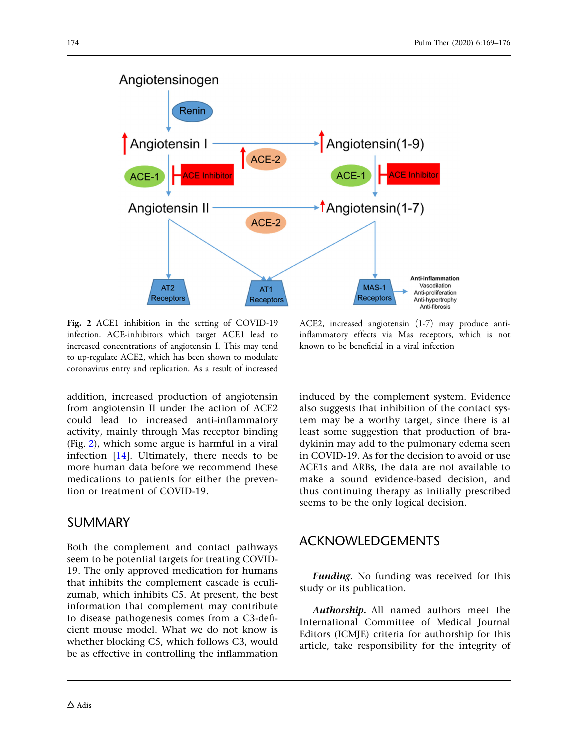**Fig. 2** ACE1 inhibition in the setting of COVID-19 infection. ACE-inhibitors which target ACE1 lead to increased concentrations of angiotensin I. This may tend to up-regulate ACE2, which has been shown to modulate coronavirus entry and replication. As a result of increased ACE2, increased angiotensin (1-7) may produce anti-inflammatory effects via Mas receptors, which is not known to be beneficial in a viral infection

addition, increased production of angiotensin from angiotensin II under the action of ACE2 could lead to increased anti-inflammatory activity, mainly through Mas receptor binding (Fig. 2), which some argue is harmful in a viral infection [14]. Ultimately, there needs to be more human data before we recommend these medications to patients for either the prevention or treatment of COVID-19.

## SUMMARY

Both the complement and contact pathways seem to be potential targets for treating COVID-19. The only approved medication for humans that inhibits the complement cascade is eculizumab, which inhibits C5. At present, the best information that complement may contribute to disease pathogenesis comes from a C3-deficient mouse model. What we do not know is whether blocking C5, which follows C3, would be as effective in controlling the inflammation induced by the complement system. Evidence also suggests that inhibition of the contact system may be a worthy target, since there is at least some suggestion that production of bradykinin may add to the pulmonary edema seen in COVID-19. As for the decision to avoid or use ACE1s and ARBs, the data are not available to make a sound evidence-based decision, and thus continuing therapy as initially prescribed seems to be the only logical decision.

## ACKNOWLEDGEMENTS

***Funding.*** No funding was received for this study or its publication.

***Authorship.*** All named authors meet the International Committee of Medical Journal Editors (ICMJE) criteria for authorship for this article, take responsibility for the integrity of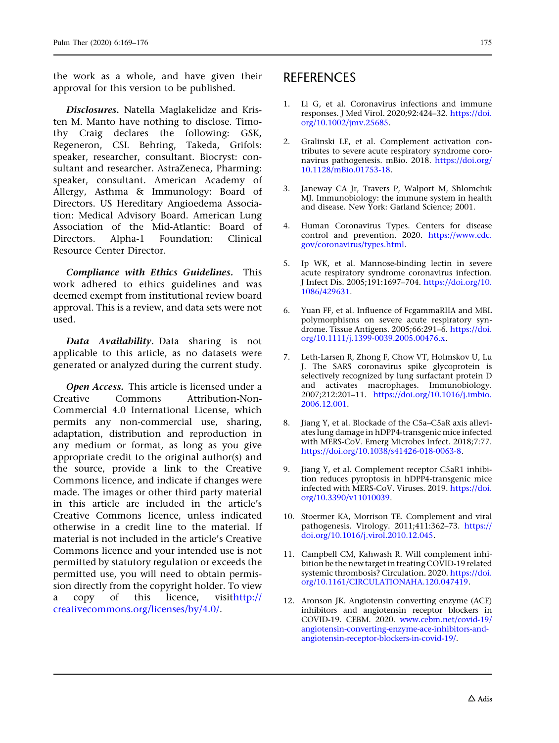the work as a whole, and have given their approval for this version to be published.

***Disclosures.*** Natella Maglakelidze and Kristen M. Manto have nothing to disclose. Timothy Craig declares the following: GSK, Regeneron, CSL Behring, Takeda, Grifols: speaker, researcher, consultant. Biocryst: consultant and researcher. AstraZeneca, Pharming: speaker, consultant. American Academy of Allergy, Asthma & Immunology: Board of Directors. US Hereditary Angioedema Association: Medical Advisory Board. American Lung Association of the Mid-Atlantic: Board of Directors. Alpha-1 Foundation: Clinical Resource Center Director.

***Compliance with Ethics Guidelines.*** This work adhered to ethics guidelines and was deemed exempt from institutional review board approval. This is a review, and data sets were not used.

***Data Availability.*** Data sharing is not applicable to this article, as no datasets were generated or analyzed during the current study.

***Open Access.*** This article is licensed under a Creative Commons Attribution-Non-Commercial 4.0 International License, which permits any non-commercial use, sharing, adaptation, distribution and reproduction in any medium or format, as long as you give appropriate credit to the original author(s) and the source, provide a link to the Creative Commons licence, and indicate if changes were made. The images or other third party material in this article are included in the article's Creative Commons licence, unless indicated otherwise in a credit line to the material. If material is not included in the article's Creative Commons licence and your intended use is not permitted by statutory regulation or exceeds the permitted use, you will need to obtain permission directly from the copyright holder. To view a copy of this licence, visit http://creativecommons.org/licenses/by/4.0/.

## REFERENCES

1. Li G, et al. Coronavirus infections and immune responses. J Med Virol. 2020;92:424–32. https://doi.org/10.1002/jmv.25685.

2. Gralinski LE, et al. Complement activation contributes to severe acute respiratory syndrome coronavirus pathogenesis. mBio. 2018. https://doi.org/10.1128/mBio.01753-18.

3. Janeway CA Jr, Travers P, Walport M, Shlomchik MJ. Immunobiology: the immune system in health and disease. New York: Garland Science; 2001.

4. Human Coronavirus Types. Centers for disease control and prevention. 2020. https://www.cdc.gov/coronavirus/types.html.

5. Ip WK, et al. Mannose-binding lectin in severe acute respiratory syndrome coronavirus infection. J Infect Dis. 2005;191:1697–704. https://doi.org/10.1086/429631.

6. Yuan FF, et al. Influence of FcgammaRIIA and MBL polymorphisms on severe acute respiratory syndrome. Tissue Antigens. 2005;66:291–6. https://doi.org/10.1111/j.1399-0039.2005.00476.x.

7. Leth-Larsen R, Zhong F, Chow VT, Holmskov U, Lu J. The SARS coronavirus spike glycoprotein is selectively recognized by lung surfactant protein D and activates macrophages. Immunobiology. 2007;212:201–11. https://doi.org/10.1016/j.imbio.2006.12.001.

8. Jiang Y, et al. Blockade of the C5a–C5aR axis alleviates lung damage in hDPP4-transgenic mice infected with MERS-CoV. Emerg Microbes Infect. 2018;7:77. https://doi.org/10.1038/s41426-018-0063-8.

9. Jiang Y, et al. Complement receptor C5aR1 inhibition reduces pyroptosis in hDPP4-transgenic mice infected with MERS-CoV. Viruses. 2019. https://doi.org/10.3390/v11010039.

10. Stoermer KA, Morrison TE. Complement and viral pathogenesis. Virology. 2011;411:362–73. https://doi.org/10.1016/j.virol.2010.12.045.

11. Campbell CM, Kahwash R. Will complement inhibition be the new target in treating COVID-19 related systemic thrombosis? Circulation. 2020. https://doi.org/10.1161/CIRCULATIONAHA.120.047419.

12. Aronson JK. Angiotensin converting enzyme (ACE) inhibitors and angiotensin receptor blockers in COVID-19. CEBM. 2020. www.cebm.net/covid-19/angiotensin-converting-enzyme-ace-inhibitors-and-angiotensin-receptor-blockers-in-covid-19/.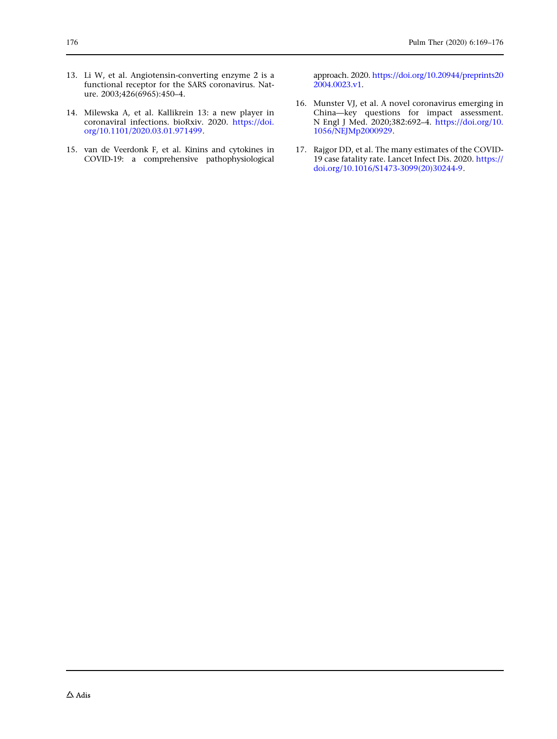13. Li W, et al. Angiotensin-converting enzyme 2 is a functional receptor for the SARS coronavirus. Nature. 2003;426(6965):450–4.

14. Milewska A, et al. Kallikrein 13: a new player in coronaviral infections. bioRxiv. 2020. https://doi.org/10.1101/2020.03.01.971499.

15. van de Veerdonk F, et al. Kinins and cytokines in COVID-19: a comprehensive pathophysiological approach. 2020. https://doi.org/10.20944/preprints202004.0023.v1.

16. Munster VJ, et al. A novel coronavirus emerging in China—key questions for impact assessment. N Engl J Med. 2020;382:692–4. https://doi.org/10.1056/NEJMp2000929.

17. Rajgor DD, et al. The many estimates of the COVID-19 case fatality rate. Lancet Infect Dis. 2020. https://doi.org/10.1016/S1473-3099(20)30244-9.